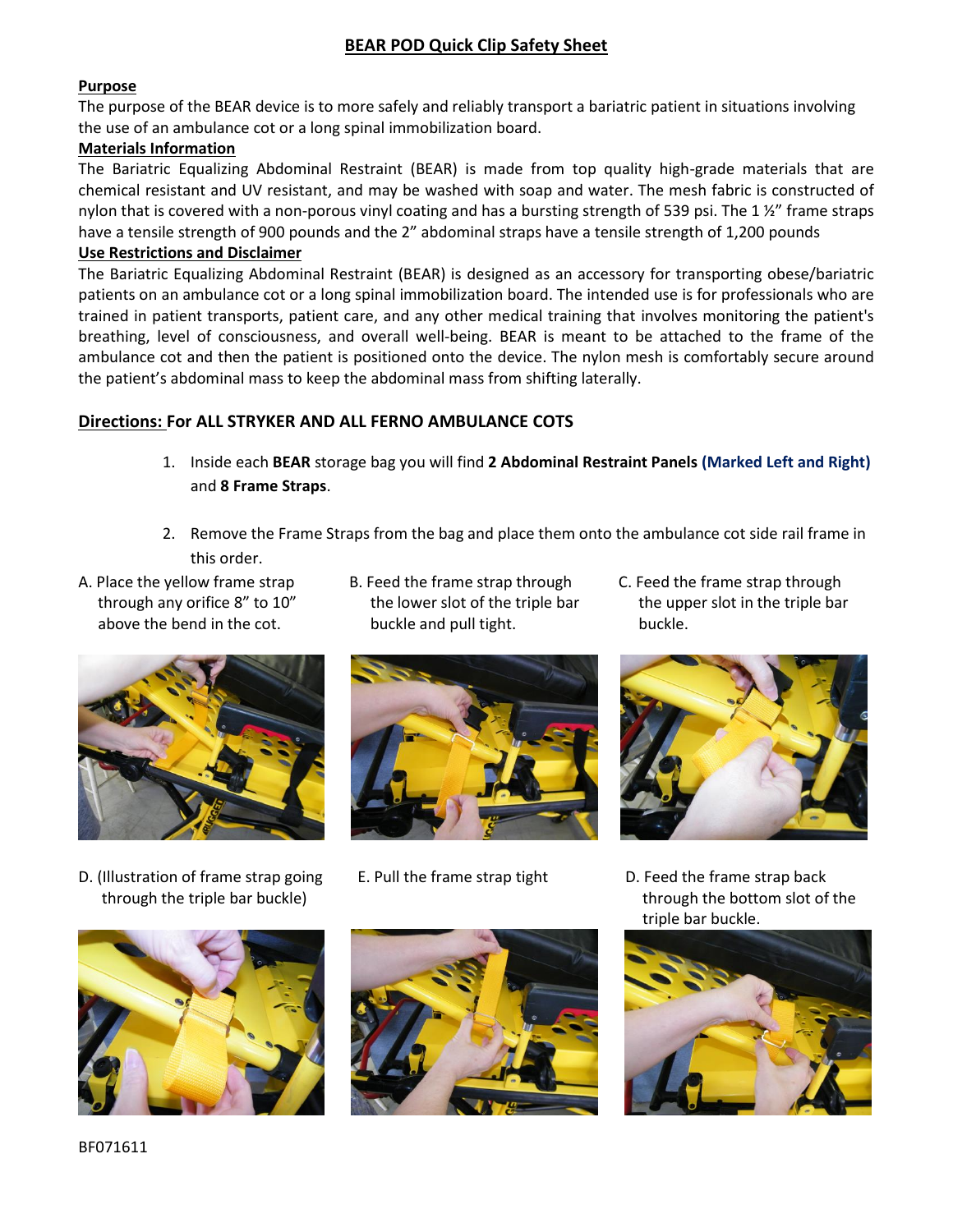## BEAR POD Quick Clip Safety Sheet

**Purpose**

The purpose of the BEAR device is to more safely and reliably transport a bariatric patient in situations involving the use of an ambulance cot or a long spinal immobilization board.

**Materials Information**

The Bariatric Equalizing Abdominal Restraint (BEAR) is made from top quality high-grade materials that are chemical resistant and UV resistant, and may be washed with soap and water. The mesh fabric is constructed of nylon that is covered with a non-porous vinyl coating and has a bursting strength of 539 psi. The 1 ½" frame straps have a tensile strength of 900 pounds and the 2" abdominal straps have a tensile strength of 1,200 pounds

**Use Restrictions and Disclaimer**

The Bariatric Equalizing Abdominal Restraint (BEAR) is designed as an accessory for transporting obese/bariatric patients on an ambulance cot or a long spinal immobilization board. The intended use is for professionals who are trained in patient transports, patient care, and any other medical training that involves monitoring the patient's breathing, level of consciousness, and overall well-being. BEAR is meant to be attached to the frame of the ambulance cot and then the patient is positioned onto the device. The nylon mesh is comfortably secure around the patient's abdominal mass to keep the abdominal mass from shifting laterally.

**Directions: For ALL STRYKER AND ALL FERNO AMBULANCE COTS**

1. Inside each **BEAR** storage bag you will find **2 Abdominal Restraint Panels (Marked Left and Right)** and **8 Frame Straps**.

2. Remove the Frame Straps from the bag and place them onto the ambulance cot side rail frame in this order.

A. Place the yellow frame strap through any orifice 8" to 10" above the bend in the cot.

B. Feed the frame strap through the lower slot of the triple bar buckle and pull tight.

C. Feed the frame strap through the upper slot in the triple bar buckle.

D. (Illustration of frame strap going through the triple bar buckle)

E. Pull the frame strap tight

D. Feed the frame strap back through the bottom slot of the triple bar buckle.

BF071611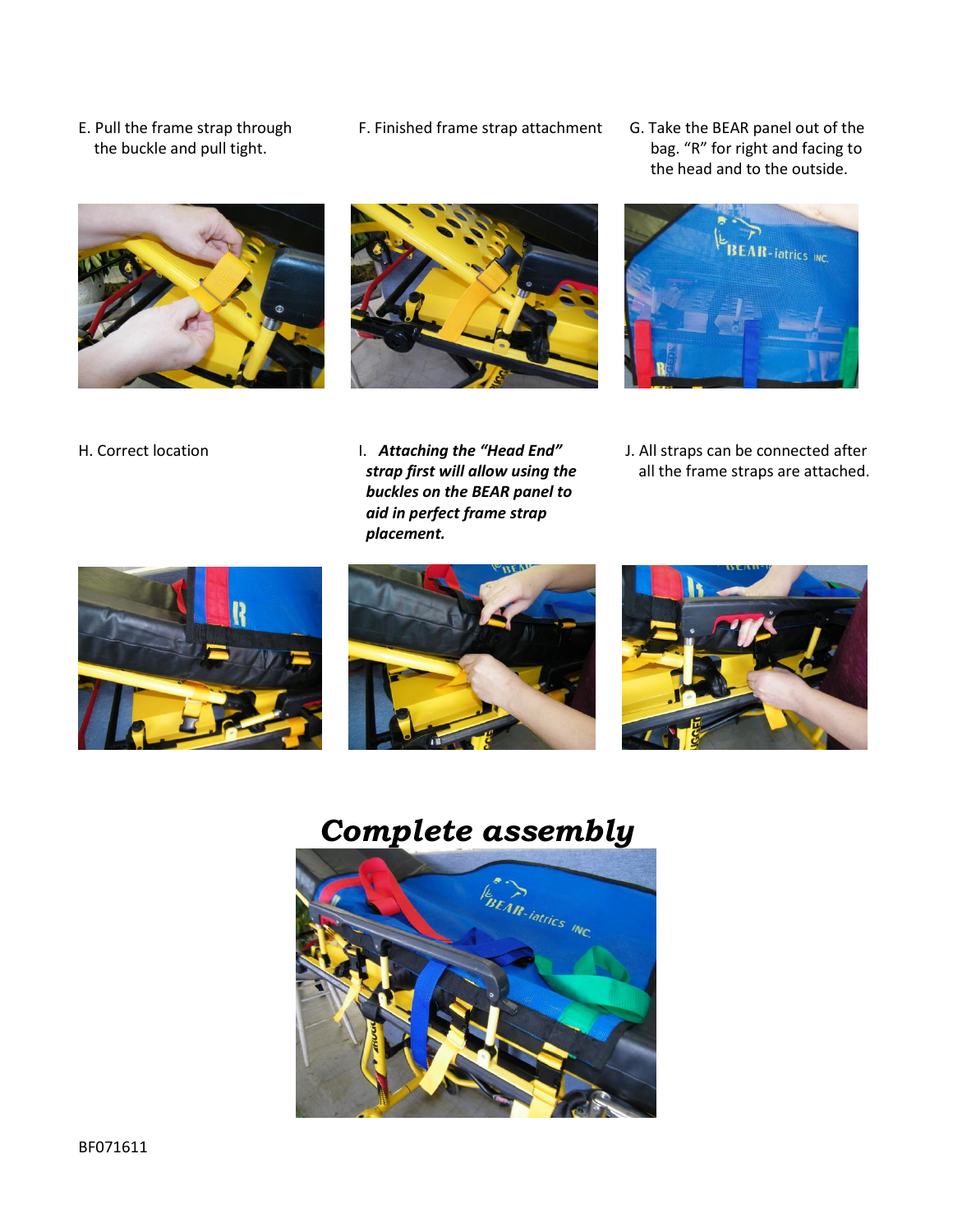E. Pull the frame strap through the buckle and pull tight.

F. Finished frame strap attachment

G. Take the BEAR panel out of the bag. "R" for right and facing to the head and to the outside.

H. Correct location

I. ***Attaching the "Head End" strap first will allow using the buckles on the BEAR panel to aid in perfect frame strap placement.***

J. All straps can be connected after all the frame straps are attached.

## *Complete assembly*

BF071611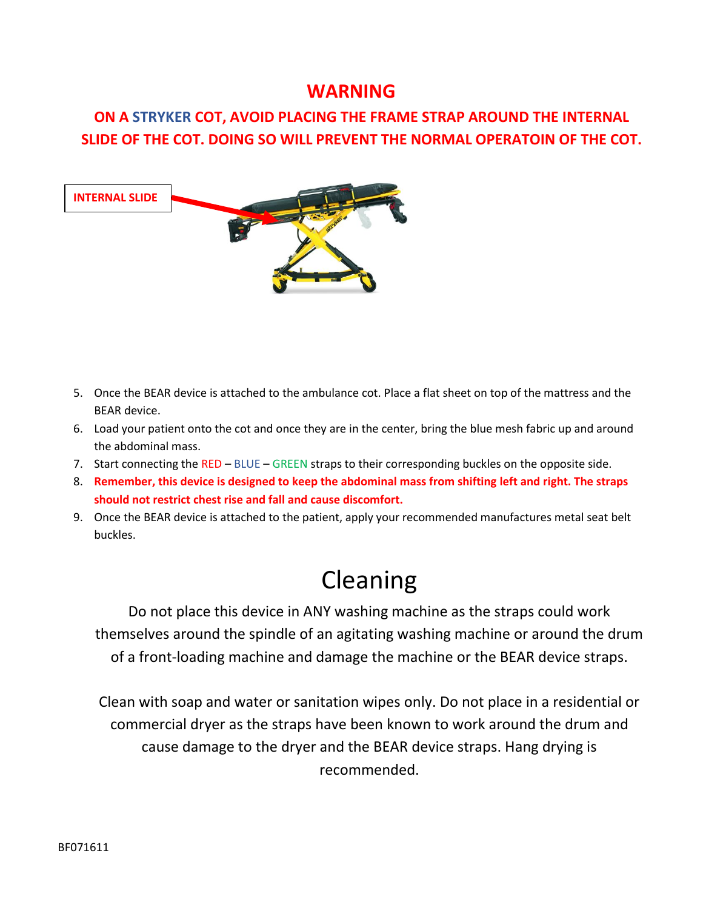## WARNING

**ON A STRYKER COT, AVOID PLACING THE FRAME STRAP AROUND THE INTERNAL SLIDE OF THE COT. DOING SO WILL PREVENT THE NORMAL OPERATOIN OF THE COT.**

INTERNAL SLIDE

5. Once the BEAR device is attached to the ambulance cot. Place a flat sheet on top of the mattress and the BEAR device.
6. Load your patient onto the cot and once they are in the center, bring the blue mesh fabric up and around the abdominal mass.
7. Start connecting the RED – BLUE – GREEN straps to their corresponding buckles on the opposite side.
8. **Remember, this device is designed to keep the abdominal mass from shifting left and right. The straps should not restrict chest rise and fall and cause discomfort.**
9. Once the BEAR device is attached to the patient, apply your recommended manufactures metal seat belt buckles.

# Cleaning

Do not place this device in ANY washing machine as the straps could work themselves around the spindle of an agitating washing machine or around the drum of a front-loading machine and damage the machine or the BEAR device straps.

Clean with soap and water or sanitation wipes only. Do not place in a residential or commercial dryer as the straps have been known to work around the drum and cause damage to the dryer and the BEAR device straps. Hang drying is recommended.

BF071611